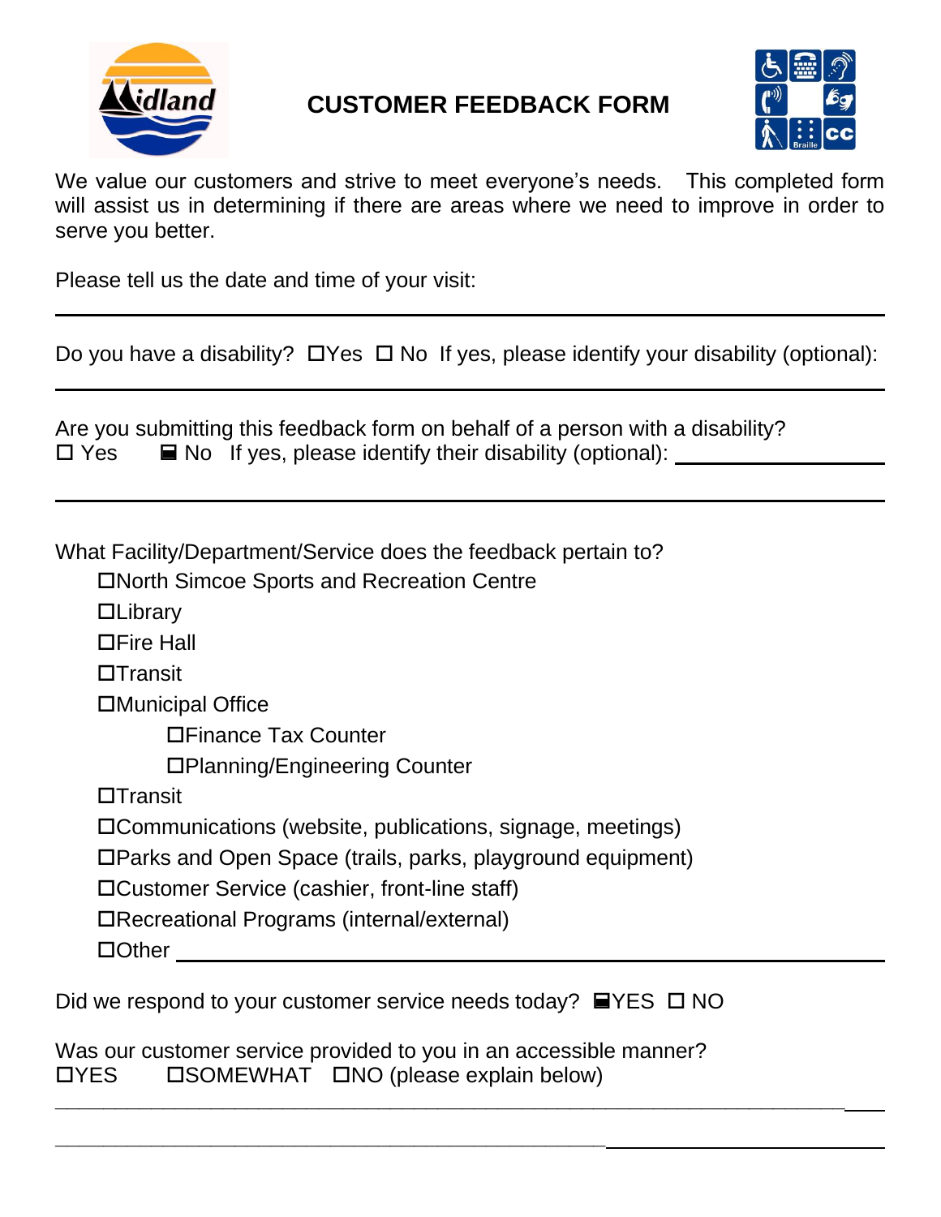# CUSTOMER FEEDBACK FORM

We value our customers and strive to meet everyone's needs. This completed form will assist us in determining if there are areas where we need to improve in order to serve you better.

Please tell us the date and time of your visit:

---

Do you have a disability? ☐Yes ☐ No If yes, please identify your disability (optional):

---

Are you submitting this feedback form on behalf of a person with a disability?
☐ Yes ■ No If yes, please identify their disability (optional): ____________________

---

What Facility/Department/Service does the feedback pertain to?

- ☐North Simcoe Sports and Recreation Centre
- ☐Library
- ☐Fire Hall
- ☐Transit
- ☐Municipal Office
  - ☐Finance Tax Counter
  - ☐Planning/Engineering Counter
- ☐Transit
- ☐Communications (website, publications, signage, meetings)
- ☐Parks and Open Space (trails, parks, playground equipment)
- ☐Customer Service (cashier, front-line staff)
- ☐Recreational Programs (internal/external)
- ☐Other ____________________________________________

Did we respond to your customer service needs today? ■YES ☐ NO

Was our customer service provided to you in an accessible manner?
☐YES ☐SOMEWHAT ☐NO (please explain below)

_______________________________________________________________________

_______________________________________________________________________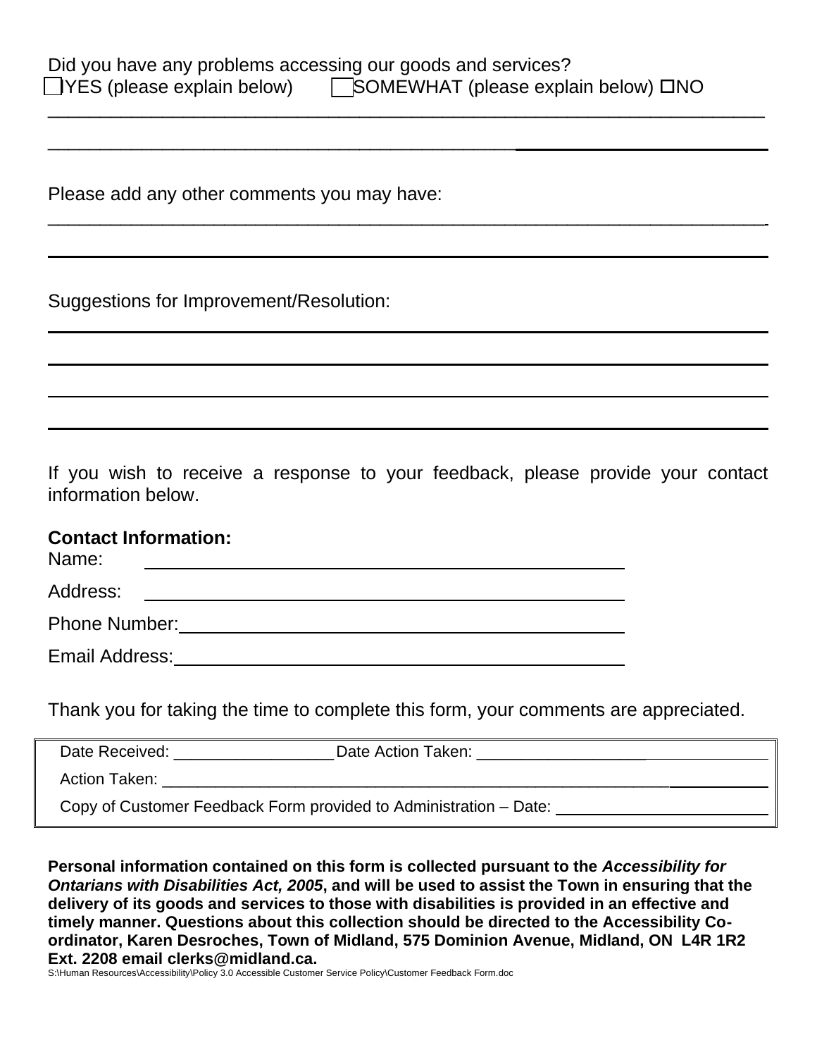Did you have any problems accessing our goods and services?

☐ YES (please explain below) ☐ SOMEWHAT (please explain below) ☐ NO

___________________________________________________________________________

___________________________________________________________________________

Please add any other comments you may have:

___________________________________________________________________________

___________________________________________________________________________

Suggestions for Improvement/Resolution:

___________________________________________________________________________

___________________________________________________________________________

___________________________________________________________________________

___________________________________________________________________________

If you wish to receive a response to your feedback, please provide your contact information below.

**Contact Information:**

Name: ______________________________________________

Address: ______________________________________________

Phone Number: ______________________________________________

Email Address: ______________________________________________

Thank you for taking the time to complete this form, your comments are appreciated.

| | |
|---|---|
| Date Received: __________________ | Date Action Taken: __________________ |
| Action Taken: ______________________________________________ | |
| Copy of Customer Feedback Form provided to Administration – Date: __________________ | |

**Personal information contained on this form is collected pursuant to the *Accessibility for Ontarians with Disabilities Act, 2005*, and will be used to assist the Town in ensuring that the delivery of its goods and services to those with disabilities is provided in an effective and timely manner. Questions about this collection should be directed to the Accessibility Co-ordinator, Karen Desroches, Town of Midland, 575 Dominion Avenue, Midland, ON L4R 1R2 Ext. 2208 email clerks@midland.ca.**

S:\Human Resources\Accessibility\Policy 3.0 Accessible Customer Service Policy\Customer Feedback Form.doc